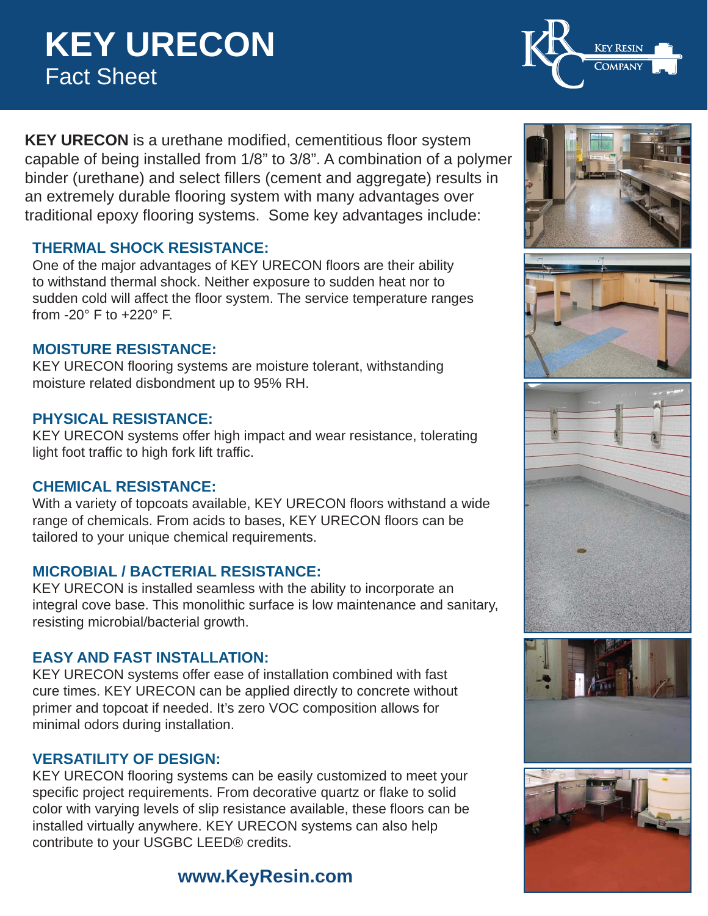# KEY URECON

## Fact Sheet

**KEY URECON** is a urethane modified, cementitious floor system capable of being installed from 1/8" to 3/8". A combination of a polymer binder (urethane) and select fillers (cement and aggregate) results in an extremely durable flooring system with many advantages over traditional epoxy flooring systems. Some key advantages include:

### THERMAL SHOCK RESISTANCE:

One of the major advantages of KEY URECON floors are their ability to withstand thermal shock. Neither exposure to sudden heat nor to sudden cold will affect the floor system. The service temperature ranges from -20° F to +220° F.

### MOISTURE RESISTANCE:

KEY URECON flooring systems are moisture tolerant, withstanding moisture related disbondment up to 95% RH.

### PHYSICAL RESISTANCE:

KEY URECON systems offer high impact and wear resistance, tolerating light foot traffic to high fork lift traffic.

### CHEMICAL RESISTANCE:

With a variety of topcoats available, KEY URECON floors withstand a wide range of chemicals. From acids to bases, KEY URECON floors can be tailored to your unique chemical requirements.

### MICROBIAL / BACTERIAL RESISTANCE:

KEY URECON is installed seamless with the ability to incorporate an integral cove base. This monolithic surface is low maintenance and sanitary, resisting microbial/bacterial growth.

### EASY AND FAST INSTALLATION:

KEY URECON systems offer ease of installation combined with fast cure times. KEY URECON can be applied directly to concrete without primer and topcoat if needed. It's zero VOC composition allows for minimal odors during installation.

### VERSATILITY OF DESIGN:

KEY URECON flooring systems can be easily customized to meet your specific project requirements. From decorative quartz or flake to solid color with varying levels of slip resistance available, these floors can be installed virtually anywhere. KEY URECON systems can also help contribute to your USGBC LEED® credits.

**www.KeyResin.com**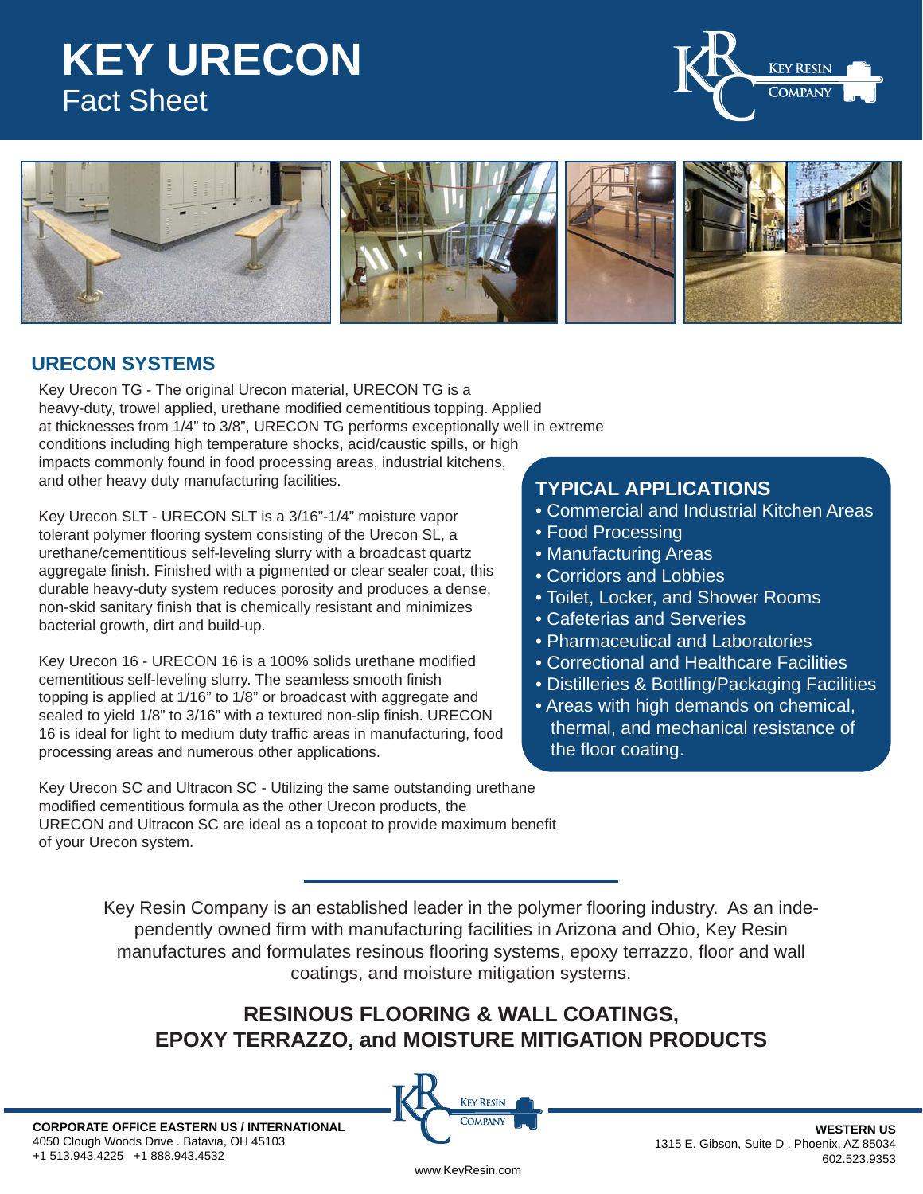# KEY URECON
Fact Sheet

KEY RESIN COMPANY

## URECON SYSTEMS

Key Urecon TG - The original Urecon material, URECON TG is a heavy-duty, trowel applied, urethane modified cementitious topping. Applied at thicknesses from 1/4" to 3/8", URECON TG performs exceptionally well in extreme conditions including high temperature shocks, acid/caustic spills, or high impacts commonly found in food processing areas, industrial kitchens, and other heavy duty manufacturing facilities.

Key Urecon SLT - URECON SLT is a 3/16"-1/4" moisture vapor tolerant polymer flooring system consisting of the Urecon SL, a urethane/cementitious self-leveling slurry with a broadcast quartz aggregate finish. Finished with a pigmented or clear sealer coat, this durable heavy-duty system reduces porosity and produces a dense, non-skid sanitary finish that is chemically resistant and minimizes bacterial growth, dirt and build-up.

Key Urecon 16 - URECON 16 is a 100% solids urethane modified cementitious self-leveling slurry. The seamless smooth finish topping is applied at 1/16" to 1/8" or broadcast with aggregate and sealed to yield 1/8" to 3/16" with a textured non-slip finish. URECON 16 is ideal for light to medium duty traffic areas in manufacturing, food processing areas and numerous other applications.

Key Urecon SC and Ultracon SC - Utilizing the same outstanding urethane modified cementitious formula as the other Urecon products, the URECON and Ultracon SC are ideal as a topcoat to provide maximum benefit of your Urecon system.

## TYPICAL APPLICATIONS

- Commercial and Industrial Kitchen Areas
- Food Processing
- Manufacturing Areas
- Corridors and Lobbies
- Toilet, Locker, and Shower Rooms
- Cafeterias and Serveries
- Pharmaceutical and Laboratories
- Correctional and Healthcare Facilities
- Distilleries & Bottling/Packaging Facilities
- Areas with high demands on chemical, thermal, and mechanical resistance of the floor coating.

---

Key Resin Company is an established leader in the polymer flooring industry. As an independently owned firm with manufacturing facilities in Arizona and Ohio, Key Resin manufactures and formulates resinous flooring systems, epoxy terrazzo, floor and wall coatings, and moisture mitigation systems.

**RESINOUS FLOORING & WALL COATINGS, EPOXY TERRAZZO, and MOISTURE MITIGATION PRODUCTS**

**CORPORATE OFFICE EASTERN US / INTERNATIONAL**
4050 Clough Woods Drive . Batavia, OH 45103
+1 513.943.4225 +1 888.943.4532

KEY RESIN COMPANY
www.KeyResin.com

**WESTERN US**
1315 E. Gibson, Suite D . Phoenix, AZ 85034
602.523.9353